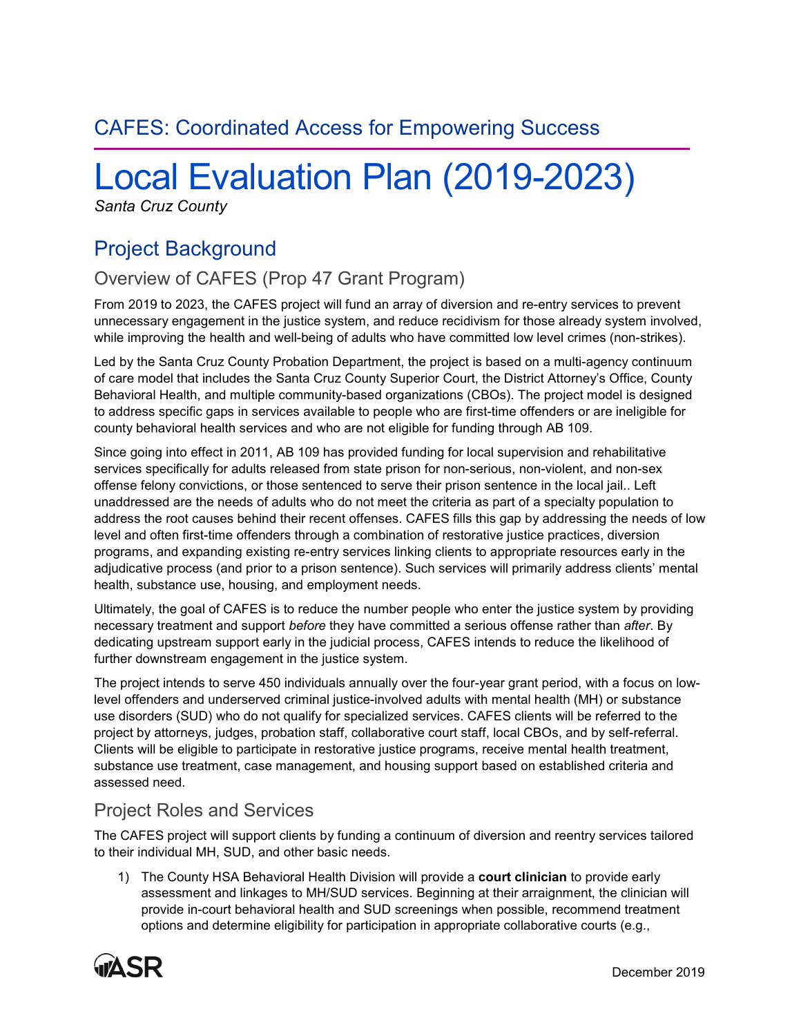CAFES: Coordinated Access for Empowering Success

# Local Evaluation Plan (2019-2023)

*Santa Cruz County*

## Project Background

### Overview of CAFES (Prop 47 Grant Program)

From 2019 to 2023, the CAFES project will fund an array of diversion and re-entry services to prevent unnecessary engagement in the justice system, and reduce recidivism for those already system involved, while improving the health and well-being of adults who have committed low level crimes (non-strikes).

Led by the Santa Cruz County Probation Department, the project is based on a multi-agency continuum of care model that includes the Santa Cruz County Superior Court, the District Attorney's Office, County Behavioral Health, and multiple community-based organizations (CBOs). The project model is designed to address specific gaps in services available to people who are first-time offenders or are ineligible for county behavioral health services and who are not eligible for funding through AB 109.

Since going into effect in 2011, AB 109 has provided funding for local supervision and rehabilitative services specifically for adults released from state prison for non-serious, non-violent, and non-sex offense felony convictions, or those sentenced to serve their prison sentence in the local jail.. Left unaddressed are the needs of adults who do not meet the criteria as part of a specialty population to address the root causes behind their recent offenses. CAFES fills this gap by addressing the needs of low level and often first-time offenders through a combination of restorative justice practices, diversion programs, and expanding existing re-entry services linking clients to appropriate resources early in the adjudicative process (and prior to a prison sentence). Such services will primarily address clients' mental health, substance use, housing, and employment needs.

Ultimately, the goal of CAFES is to reduce the number people who enter the justice system by providing necessary treatment and support *before* they have committed a serious offense rather than *after*. By dedicating upstream support early in the judicial process, CAFES intends to reduce the likelihood of further downstream engagement in the justice system.

The project intends to serve 450 individuals annually over the four-year grant period, with a focus on low-level offenders and underserved criminal justice-involved adults with mental health (MH) or substance use disorders (SUD) who do not qualify for specialized services. CAFES clients will be referred to the project by attorneys, judges, probation staff, collaborative court staff, local CBOs, and by self-referral. Clients will be eligible to participate in restorative justice programs, receive mental health treatment, substance use treatment, case management, and housing support based on established criteria and assessed need.

### Project Roles and Services

The CAFES project will support clients by funding a continuum of diversion and reentry services tailored to their individual MH, SUD, and other basic needs.

1) The County HSA Behavioral Health Division will provide a **court clinician** to provide early assessment and linkages to MH/SUD services. Beginning at their arraignment, the clinician will provide in-court behavioral health and SUD screenings when possible, recommend treatment options and determine eligibility for participation in appropriate collaborative courts (e.g.,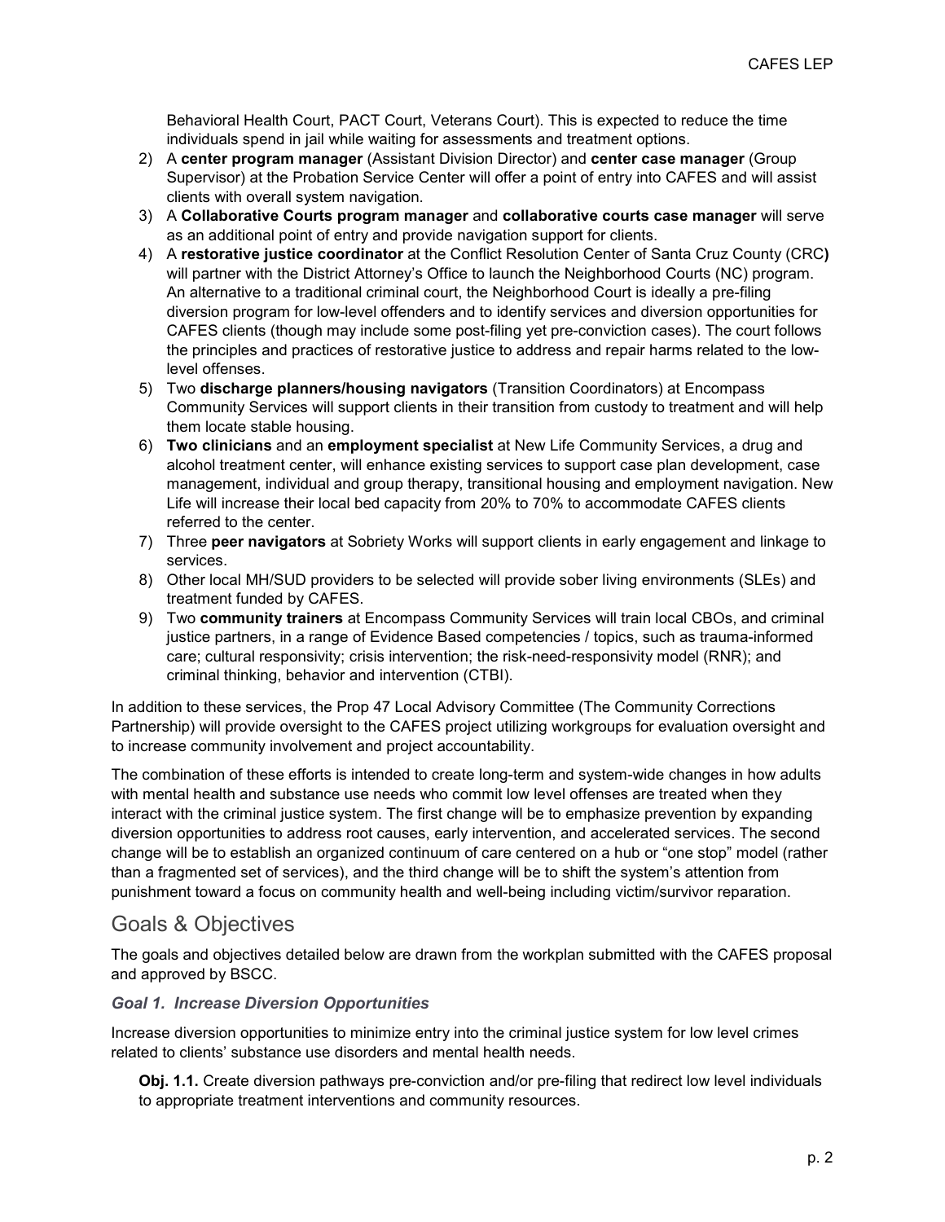Behavioral Health Court, PACT Court, Veterans Court). This is expected to reduce the time individuals spend in jail while waiting for assessments and treatment options.

2) A **center program manager** (Assistant Division Director) and **center case manager** (Group Supervisor) at the Probation Service Center will offer a point of entry into CAFES and will assist clients with overall system navigation.
3) A **Collaborative Courts program manager** and **collaborative courts case manager** will serve as an additional point of entry and provide navigation support for clients.
4) A **restorative justice coordinator** at the Conflict Resolution Center of Santa Cruz County (CRC**)** will partner with the District Attorney's Office to launch the Neighborhood Courts (NC) program. An alternative to a traditional criminal court, the Neighborhood Court is ideally a pre-filing diversion program for low-level offenders and to identify services and diversion opportunities for CAFES clients (though may include some post-filing yet pre-conviction cases). The court follows the principles and practices of restorative justice to address and repair harms related to the low-level offenses.
5) Two **discharge planners/housing navigators** (Transition Coordinators) at Encompass Community Services will support clients in their transition from custody to treatment and will help them locate stable housing.
6) **Two clinicians** and an **employment specialist** at New Life Community Services, a drug and alcohol treatment center, will enhance existing services to support case plan development, case management, individual and group therapy, transitional housing and employment navigation. New Life will increase their local bed capacity from 20% to 70% to accommodate CAFES clients referred to the center.
7) Three **peer navigators** at Sobriety Works will support clients in early engagement and linkage to services.
8) Other local MH/SUD providers to be selected will provide sober living environments (SLEs) and treatment funded by CAFES.
9) Two **community trainers** at Encompass Community Services will train local CBOs, and criminal justice partners, in a range of Evidence Based competencies / topics, such as trauma-informed care; cultural responsivity; crisis intervention; the risk-need-responsivity model (RNR); and criminal thinking, behavior and intervention (CTBI).

In addition to these services, the Prop 47 Local Advisory Committee (The Community Corrections Partnership) will provide oversight to the CAFES project utilizing workgroups for evaluation oversight and to increase community involvement and project accountability.

The combination of these efforts is intended to create long-term and system-wide changes in how adults with mental health and substance use needs who commit low level offenses are treated when they interact with the criminal justice system. The first change will be to emphasize prevention by expanding diversion opportunities to address root causes, early intervention, and accelerated services. The second change will be to establish an organized continuum of care centered on a hub or "one stop" model (rather than a fragmented set of services), and the third change will be to shift the system's attention from punishment toward a focus on community health and well-being including victim/survivor reparation.

## Goals & Objectives

The goals and objectives detailed below are drawn from the workplan submitted with the CAFES proposal and approved by BSCC.

### *Goal 1. Increase Diversion Opportunities*

Increase diversion opportunities to minimize entry into the criminal justice system for low level crimes related to clients' substance use disorders and mental health needs.

**Obj. 1.1.** Create diversion pathways pre-conviction and/or pre-filing that redirect low level individuals to appropriate treatment interventions and community resources.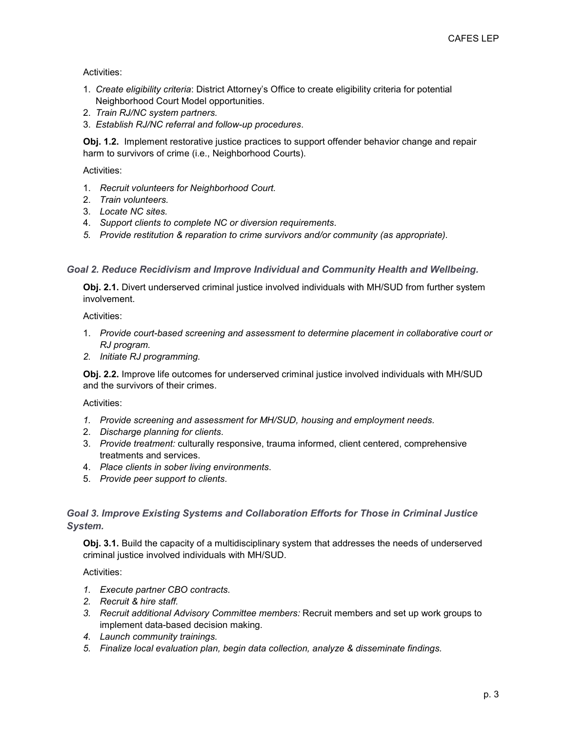Activities:

1. *Create eligibility criteria*: District Attorney's Office to create eligibility criteria for potential Neighborhood Court Model opportunities.
2. *Train RJ/NC system partners.*
3. *Establish RJ/NC referral and follow-up procedures*.

**Obj. 1.2.** Implement restorative justice practices to support offender behavior change and repair harm to survivors of crime (i.e., Neighborhood Courts).

Activities:

1. *Recruit volunteers for Neighborhood Court.*
2. *Train volunteers.*
3. *Locate NC sites.*
4. *Support clients to complete NC or diversion requirements*.
5. *Provide restitution & reparation to crime survivors and/or community (as appropriate)*.

### *Goal 2. Reduce Recidivism and Improve Individual and Community Health and Wellbeing.*

**Obj. 2.1.** Divert underserved criminal justice involved individuals with MH/SUD from further system involvement.

Activities:

1. *Provide court-based screening and assessment to determine placement in collaborative court or RJ program.*
2. *Initiate RJ programming.*

**Obj. 2.2.** Improve life outcomes for underserved criminal justice involved individuals with MH/SUD and the survivors of their crimes.

Activities:

1. *Provide screening and assessment for MH/SUD, housing and employment needs.*
2. *Discharge planning for clients*.
3. *Provide treatment:* culturally responsive, trauma informed, client centered, comprehensive treatments and services.
4. *Place clients in sober living environments*.
5. *Provide peer support to clients*.

### *Goal 3. Improve Existing Systems and Collaboration Efforts for Those in Criminal Justice System.*

**Obj. 3.1.** Build the capacity of a multidisciplinary system that addresses the needs of underserved criminal justice involved individuals with MH/SUD.

Activities:

1. *Execute partner CBO contracts.*
2. *Recruit & hire staff.*
3. *Recruit additional Advisory Committee members:* Recruit members and set up work groups to implement data-based decision making.
4. *Launch community trainings.*
5. *Finalize local evaluation plan, begin data collection, analyze & disseminate findings.*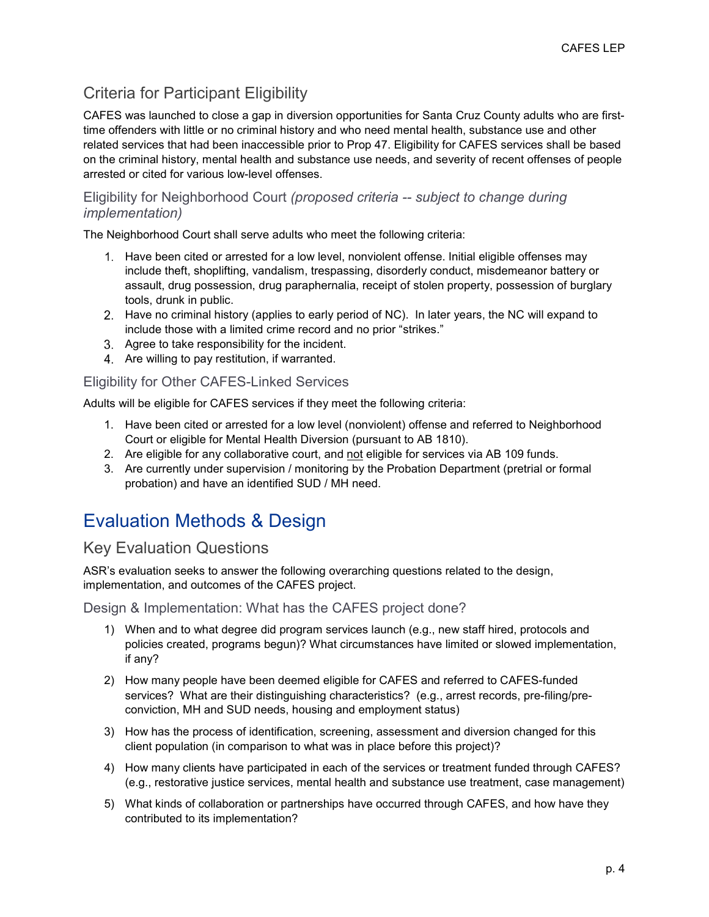## Criteria for Participant Eligibility

CAFES was launched to close a gap in diversion opportunities for Santa Cruz County adults who are first-time offenders with little or no criminal history and who need mental health, substance use and other related services that had been inaccessible prior to Prop 47. Eligibility for CAFES services shall be based on the criminal history, mental health and substance use needs, and severity of recent offenses of people arrested or cited for various low-level offenses.

### Eligibility for Neighborhood Court *(proposed criteria -- subject to change during implementation)*

The Neighborhood Court shall serve adults who meet the following criteria:

1. Have been cited or arrested for a low level, nonviolent offense. Initial eligible offenses may include theft, shoplifting, vandalism, trespassing, disorderly conduct, misdemeanor battery or assault, drug possession, drug paraphernalia, receipt of stolen property, possession of burglary tools, drunk in public.
2. Have no criminal history (applies to early period of NC). In later years, the NC will expand to include those with a limited crime record and no prior "strikes."
3. Agree to take responsibility for the incident.
4. Are willing to pay restitution, if warranted.

### Eligibility for Other CAFES-Linked Services

Adults will be eligible for CAFES services if they meet the following criteria:

1. Have been cited or arrested for a low level (nonviolent) offense and referred to Neighborhood Court or eligible for Mental Health Diversion (pursuant to AB 1810).
2. Are eligible for any collaborative court, and not eligible for services via AB 109 funds.
3. Are currently under supervision / monitoring by the Probation Department (pretrial or formal probation) and have an identified SUD / MH need.

# Evaluation Methods & Design

## Key Evaluation Questions

ASR's evaluation seeks to answer the following overarching questions related to the design, implementation, and outcomes of the CAFES project.

### Design & Implementation: What has the CAFES project done?

1) When and to what degree did program services launch (e.g., new staff hired, protocols and policies created, programs begun)? What circumstances have limited or slowed implementation, if any?
2) How many people have been deemed eligible for CAFES and referred to CAFES-funded services? What are their distinguishing characteristics? (e.g., arrest records, pre-filing/pre-conviction, MH and SUD needs, housing and employment status)
3) How has the process of identification, screening, assessment and diversion changed for this client population (in comparison to what was in place before this project)?
4) How many clients have participated in each of the services or treatment funded through CAFES? (e.g., restorative justice services, mental health and substance use treatment, case management)
5) What kinds of collaboration or partnerships have occurred through CAFES, and how have they contributed to its implementation?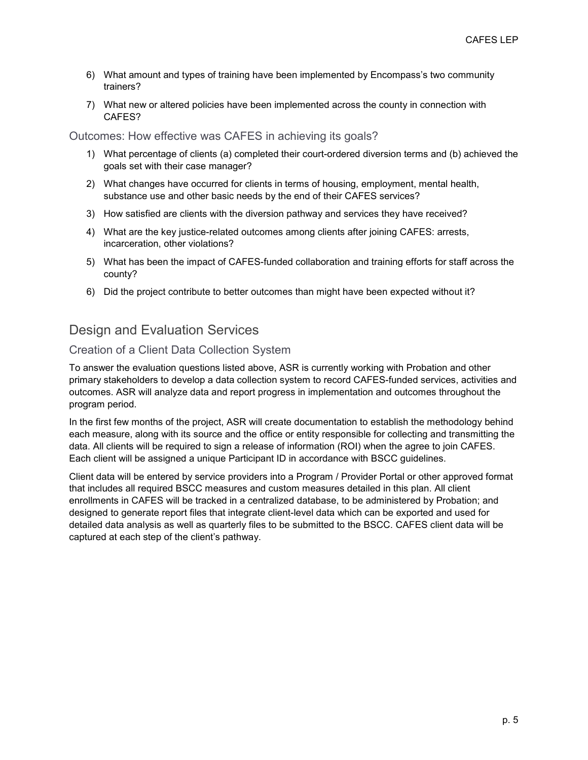6) What amount and types of training have been implemented by Encompass's two community trainers?
7) What new or altered policies have been implemented across the county in connection with CAFES?

### Outcomes: How effective was CAFES in achieving its goals?

1) What percentage of clients (a) completed their court-ordered diversion terms and (b) achieved the goals set with their case manager?
2) What changes have occurred for clients in terms of housing, employment, mental health, substance use and other basic needs by the end of their CAFES services?
3) How satisfied are clients with the diversion pathway and services they have received?
4) What are the key justice-related outcomes among clients after joining CAFES: arrests, incarceration, other violations?
5) What has been the impact of CAFES-funded collaboration and training efforts for staff across the county?
6) Did the project contribute to better outcomes than might have been expected without it?

## Design and Evaluation Services

### Creation of a Client Data Collection System

To answer the evaluation questions listed above, ASR is currently working with Probation and other primary stakeholders to develop a data collection system to record CAFES-funded services, activities and outcomes. ASR will analyze data and report progress in implementation and outcomes throughout the program period.

In the first few months of the project, ASR will create documentation to establish the methodology behind each measure, along with its source and the office or entity responsible for collecting and transmitting the data. All clients will be required to sign a release of information (ROI) when the agree to join CAFES. Each client will be assigned a unique Participant ID in accordance with BSCC guidelines.

Client data will be entered by service providers into a Program / Provider Portal or other approved format that includes all required BSCC measures and custom measures detailed in this plan. All client enrollments in CAFES will be tracked in a centralized database, to be administered by Probation; and designed to generate report files that integrate client-level data which can be exported and used for detailed data analysis as well as quarterly files to be submitted to the BSCC. CAFES client data will be captured at each step of the client's pathway.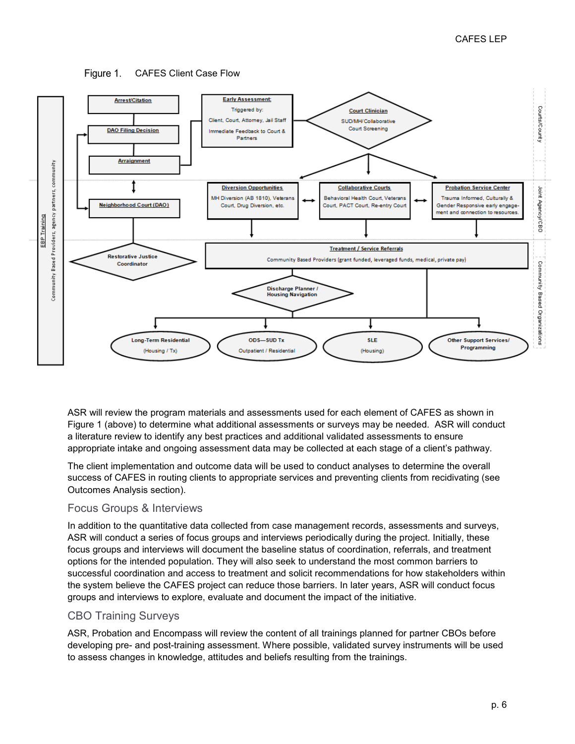Figure 1. CAFES Client Case Flow

**Arrest/Citation**

**DAO Filing Decision**

**Arraignment**

**Neighborhood Court (DAO)**

**Early Assessment:**
Triggered by:
Client, Court, Attorney, Jail Staff
Immediate Feedback to Court & Partners

**Court Clinician**
SUD/MH/Collaborative Court Screening

**Diversion Opportunities**
MH Diversion (AB 1810), Veterans Court, Drug Diversion, etc.

**Collaborative Courts**
Behavioral Health Court, Veterans Court, PACT Court, Re-entry Court

**Probation Service Center**
Trauma Informed, Culturally & Gender Responsive early engagement and connection to resources.

**Restorative Justice Coordinator**

**Treatment / Service Referrals**
Community Based Providers (grant funded, leveraged funds, medical, private pay)

**Discharge Planner / Housing Navigation**

**Long-Term Residential** (Housing / Tx)

**ODS—SUD Tx** Outpatient / Residential

**SLE** (Housing)

**Other Support Services/ Programming**

EBP Training — Community Based Providers, agency partners, community

Courts/County | Joint Agency/CBO | Community Based Organizations

ASR will review the program materials and assessments used for each element of CAFES as shown in Figure 1 (above) to determine what additional assessments or surveys may be needed. ASR will conduct a literature review to identify any best practices and additional validated assessments to ensure appropriate intake and ongoing assessment data may be collected at each stage of a client's pathway.

The client implementation and outcome data will be used to conduct analyses to determine the overall success of CAFES in routing clients to appropriate services and preventing clients from recidivating (see Outcomes Analysis section).

## Focus Groups & Interviews

In addition to the quantitative data collected from case management records, assessments and surveys, ASR will conduct a series of focus groups and interviews periodically during the project. Initially, these focus groups and interviews will document the baseline status of coordination, referrals, and treatment options for the intended population. They will also seek to understand the most common barriers to successful coordination and access to treatment and solicit recommendations for how stakeholders within the system believe the CAFES project can reduce those barriers. In later years, ASR will conduct focus groups and interviews to explore, evaluate and document the impact of the initiative.

## CBO Training Surveys

ASR, Probation and Encompass will review the content of all trainings planned for partner CBOs before developing pre- and post-training assessment. Where possible, validated survey instruments will be used to assess changes in knowledge, attitudes and beliefs resulting from the trainings.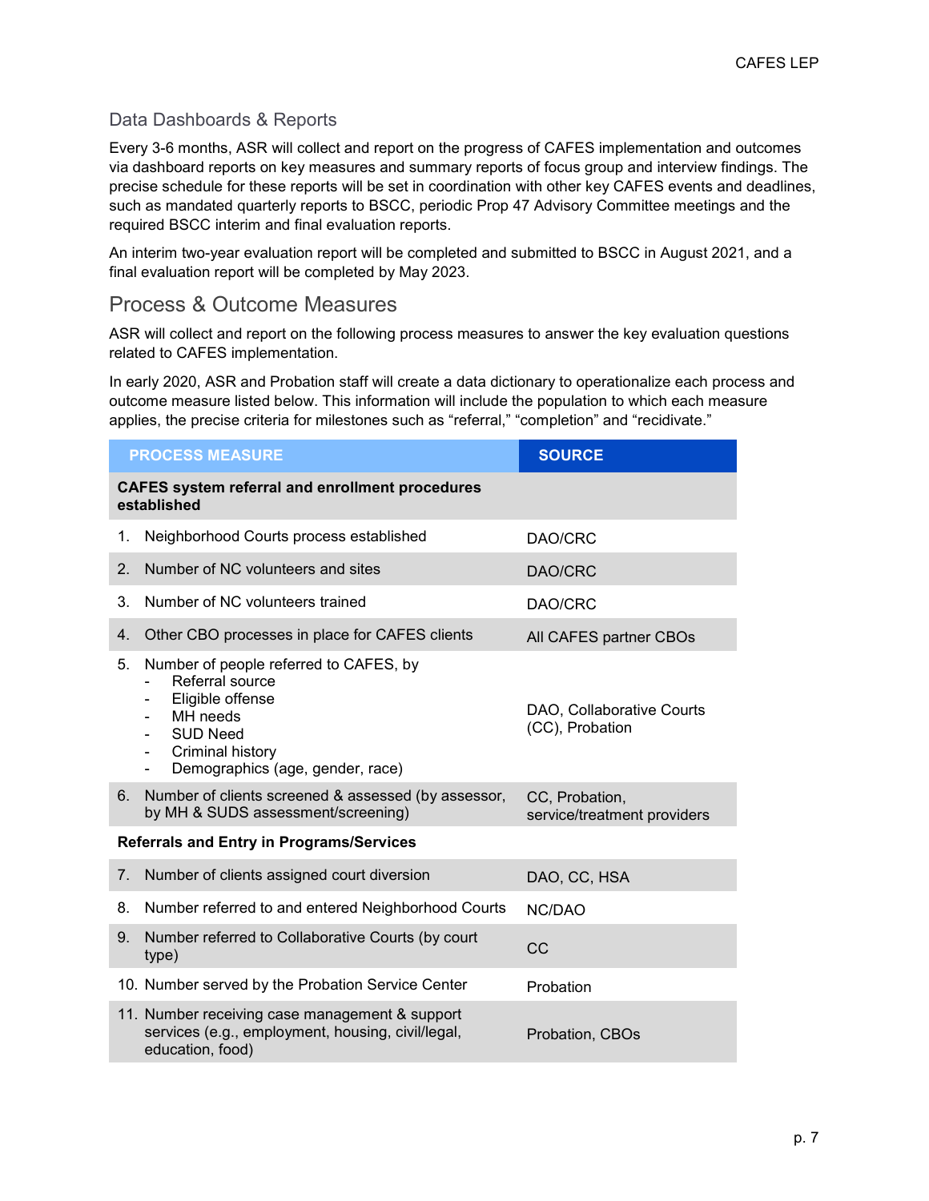## Data Dashboards & Reports

Every 3-6 months, ASR will collect and report on the progress of CAFES implementation and outcomes via dashboard reports on key measures and summary reports of focus group and interview findings. The precise schedule for these reports will be set in coordination with other key CAFES events and deadlines, such as mandated quarterly reports to BSCC, periodic Prop 47 Advisory Committee meetings and the required BSCC interim and final evaluation reports.

An interim two-year evaluation report will be completed and submitted to BSCC in August 2021, and a final evaluation report will be completed by May 2023.

## Process & Outcome Measures

ASR will collect and report on the following process measures to answer the key evaluation questions related to CAFES implementation.

In early 2020, ASR and Probation staff will create a data dictionary to operationalize each process and outcome measure listed below. This information will include the population to which each measure applies, the precise criteria for milestones such as "referral," "completion" and "recidivate."

| PROCESS MEASURE | SOURCE |
|---|---|
| **CAFES system referral and enrollment procedures established** | |
| 1. Neighborhood Courts process established | DAO/CRC |
| 2. Number of NC volunteers and sites | DAO/CRC |
| 3. Number of NC volunteers trained | DAO/CRC |
| 4. Other CBO processes in place for CAFES clients | All CAFES partner CBOs |
| 5. Number of people referred to CAFES, by<br>- Referral source<br>- Eligible offense<br>- MH needs<br>- SUD Need<br>- Criminal history<br>- Demographics (age, gender, race) | DAO, Collaborative Courts (CC), Probation |
| 6. Number of clients screened & assessed (by assessor, by MH & SUDS assessment/screening) | CC, Probation, service/treatment providers |
| **Referrals and Entry in Programs/Services** | |
| 7. Number of clients assigned court diversion | DAO, CC, HSA |
| 8. Number referred to and entered Neighborhood Courts | NC/DAO |
| 9. Number referred to Collaborative Courts (by court type) | CC |
| 10. Number served by the Probation Service Center | Probation |
| 11. Number receiving case management & support services (e.g., employment, housing, civil/legal, education, food) | Probation, CBOs |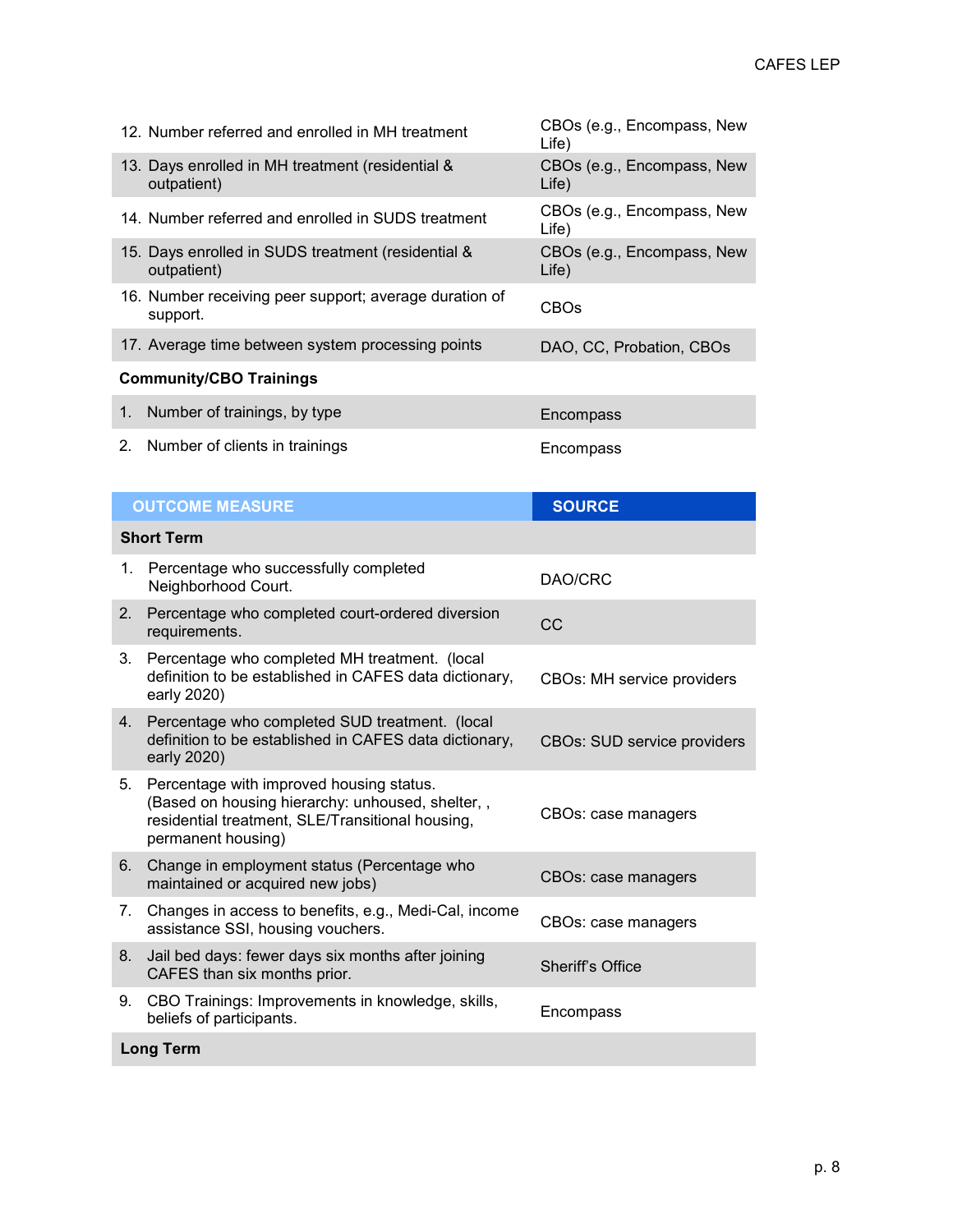| | |
|---|---|
| 12. Number referred and enrolled in MH treatment | CBOs (e.g., Encompass, New Life) |
| 13. Days enrolled in MH treatment (residential & outpatient) | CBOs (e.g., Encompass, New Life) |
| 14. Number referred and enrolled in SUDS treatment | CBOs (e.g., Encompass, New Life) |
| 15. Days enrolled in SUDS treatment (residential & outpatient) | CBOs (e.g., Encompass, New Life) |
| 16. Number receiving peer support; average duration of support. | CBOs |
| 17. Average time between system processing points | DAO, CC, Probation, CBOs |
| **Community/CBO Trainings** | |
| 1. Number of trainings, by type | Encompass |
| 2. Number of clients in trainings | Encompass |

| OUTCOME MEASURE | SOURCE |
|---|---|
| **Short Term** | |
| 1. Percentage who successfully completed Neighborhood Court. | DAO/CRC |
| 2. Percentage who completed court-ordered diversion requirements. | CC |
| 3. Percentage who completed MH treatment. (local definition to be established in CAFES data dictionary, early 2020) | CBOs: MH service providers |
| 4. Percentage who completed SUD treatment. (local definition to be established in CAFES data dictionary, early 2020) | CBOs: SUD service providers |
| 5. Percentage with improved housing status. (Based on housing hierarchy: unhoused, shelter, , residential treatment, SLE/Transitional housing, permanent housing) | CBOs: case managers |
| 6. Change in employment status (Percentage who maintained or acquired new jobs) | CBOs: case managers |
| 7. Changes in access to benefits, e.g., Medi-Cal, income assistance SSI, housing vouchers. | CBOs: case managers |
| 8. Jail bed days: fewer days six months after joining CAFES than six months prior. | Sheriff's Office |
| 9. CBO Trainings: Improvements in knowledge, skills, beliefs of participants. | Encompass |
| **Long Term** | |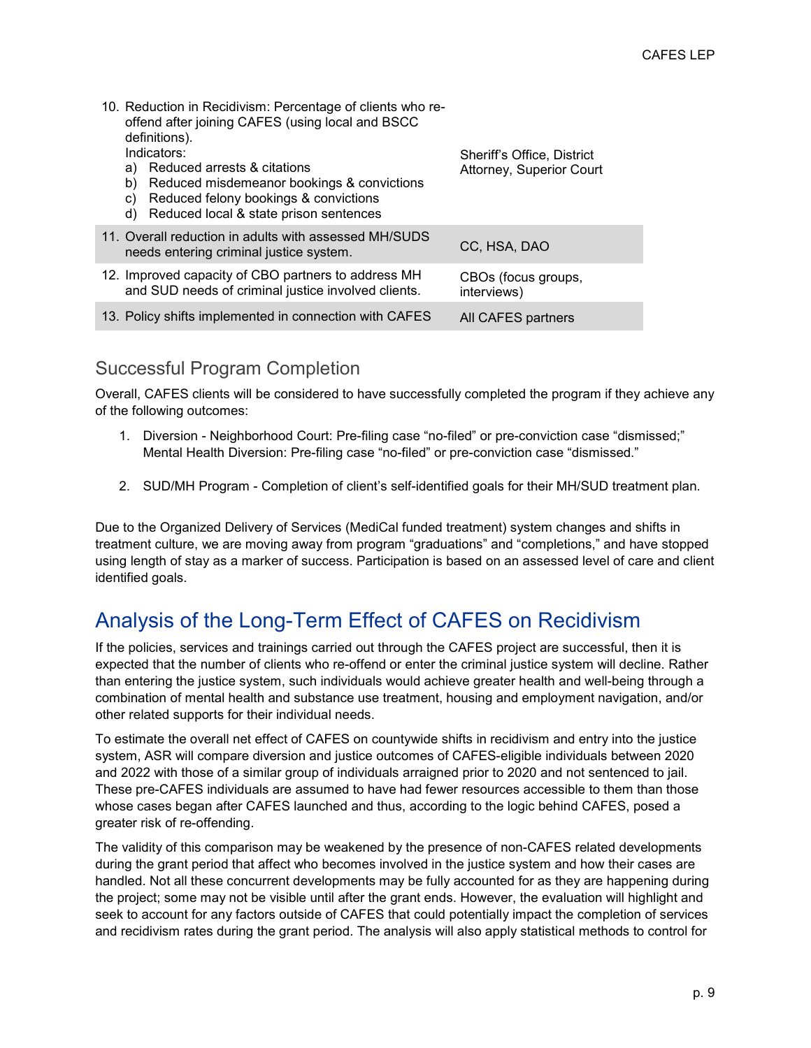| | |
|---|---|
| 10. Reduction in Recidivism: Percentage of clients who re-offend after joining CAFES (using local and BSCC definitions).<br>Indicators:<br>a) Reduced arrests & citations<br>b) Reduced misdemeanor bookings & convictions<br>c) Reduced felony bookings & convictions<br>d) Reduced local & state prison sentences | Sheriff's Office, District Attorney, Superior Court |
| 11. Overall reduction in adults with assessed MH/SUDS needs entering criminal justice system. | CC, HSA, DAO |
| 12. Improved capacity of CBO partners to address MH and SUD needs of criminal justice involved clients. | CBOs (focus groups, interviews) |
| 13. Policy shifts implemented in connection with CAFES | All CAFES partners |

## Successful Program Completion

Overall, CAFES clients will be considered to have successfully completed the program if they achieve any of the following outcomes:

1. Diversion - Neighborhood Court: Pre-filing case "no-filed" or pre-conviction case "dismissed;" Mental Health Diversion: Pre-filing case "no-filed" or pre-conviction case "dismissed."

2. SUD/MH Program - Completion of client's self-identified goals for their MH/SUD treatment plan.

Due to the Organized Delivery of Services (MediCal funded treatment) system changes and shifts in treatment culture, we are moving away from program "graduations" and "completions," and have stopped using length of stay as a marker of success. Participation is based on an assessed level of care and client identified goals.

# Analysis of the Long-Term Effect of CAFES on Recidivism

If the policies, services and trainings carried out through the CAFES project are successful, then it is expected that the number of clients who re-offend or enter the criminal justice system will decline. Rather than entering the justice system, such individuals would achieve greater health and well-being through a combination of mental health and substance use treatment, housing and employment navigation, and/or other related supports for their individual needs.

To estimate the overall net effect of CAFES on countywide shifts in recidivism and entry into the justice system, ASR will compare diversion and justice outcomes of CAFES-eligible individuals between 2020 and 2022 with those of a similar group of individuals arraigned prior to 2020 and not sentenced to jail. These pre-CAFES individuals are assumed to have had fewer resources accessible to them than those whose cases began after CAFES launched and thus, according to the logic behind CAFES, posed a greater risk of re-offending.

The validity of this comparison may be weakened by the presence of non-CAFES related developments during the grant period that affect who becomes involved in the justice system and how their cases are handled. Not all these concurrent developments may be fully accounted for as they are happening during the project; some may not be visible until after the grant ends. However, the evaluation will highlight and seek to account for any factors outside of CAFES that could potentially impact the completion of services and recidivism rates during the grant period. The analysis will also apply statistical methods to control for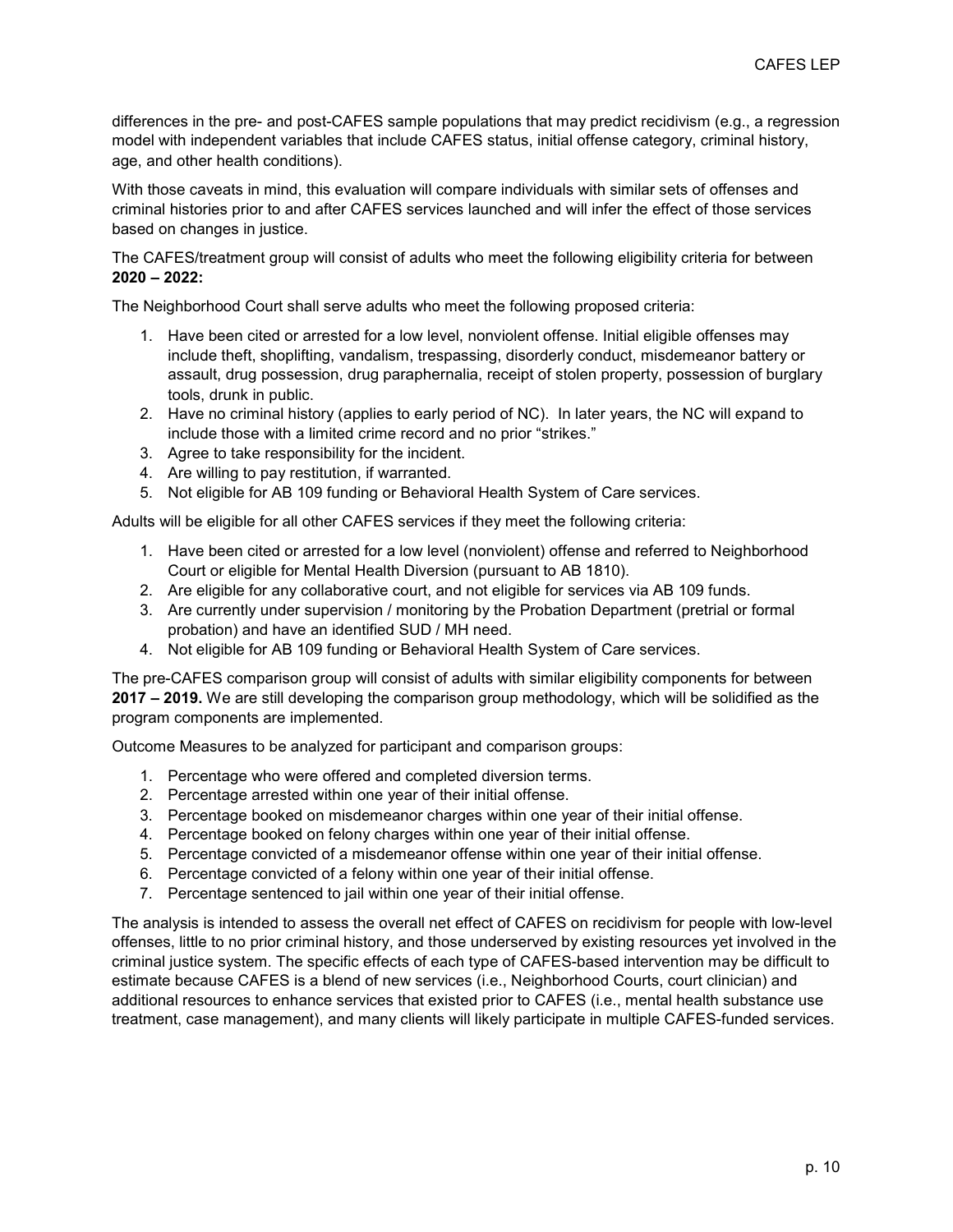differences in the pre- and post-CAFES sample populations that may predict recidivism (e.g., a regression model with independent variables that include CAFES status, initial offense category, criminal history, age, and other health conditions).

With those caveats in mind, this evaluation will compare individuals with similar sets of offenses and criminal histories prior to and after CAFES services launched and will infer the effect of those services based on changes in justice.

The CAFES/treatment group will consist of adults who meet the following eligibility criteria for between **2020 – 2022:**

The Neighborhood Court shall serve adults who meet the following proposed criteria:

1. Have been cited or arrested for a low level, nonviolent offense. Initial eligible offenses may include theft, shoplifting, vandalism, trespassing, disorderly conduct, misdemeanor battery or assault, drug possession, drug paraphernalia, receipt of stolen property, possession of burglary tools, drunk in public.
2. Have no criminal history (applies to early period of NC). In later years, the NC will expand to include those with a limited crime record and no prior "strikes."
3. Agree to take responsibility for the incident.
4. Are willing to pay restitution, if warranted.
5. Not eligible for AB 109 funding or Behavioral Health System of Care services.

Adults will be eligible for all other CAFES services if they meet the following criteria:

1. Have been cited or arrested for a low level (nonviolent) offense and referred to Neighborhood Court or eligible for Mental Health Diversion (pursuant to AB 1810).
2. Are eligible for any collaborative court, and not eligible for services via AB 109 funds.
3. Are currently under supervision / monitoring by the Probation Department (pretrial or formal probation) and have an identified SUD / MH need.
4. Not eligible for AB 109 funding or Behavioral Health System of Care services.

The pre-CAFES comparison group will consist of adults with similar eligibility components for between **2017 – 2019.** We are still developing the comparison group methodology, which will be solidified as the program components are implemented.

Outcome Measures to be analyzed for participant and comparison groups:

1. Percentage who were offered and completed diversion terms.
2. Percentage arrested within one year of their initial offense.
3. Percentage booked on misdemeanor charges within one year of their initial offense.
4. Percentage booked on felony charges within one year of their initial offense.
5. Percentage convicted of a misdemeanor offense within one year of their initial offense.
6. Percentage convicted of a felony within one year of their initial offense.
7. Percentage sentenced to jail within one year of their initial offense.

The analysis is intended to assess the overall net effect of CAFES on recidivism for people with low-level offenses, little to no prior criminal history, and those underserved by existing resources yet involved in the criminal justice system. The specific effects of each type of CAFES-based intervention may be difficult to estimate because CAFES is a blend of new services (i.e., Neighborhood Courts, court clinician) and additional resources to enhance services that existed prior to CAFES (i.e., mental health substance use treatment, case management), and many clients will likely participate in multiple CAFES-funded services.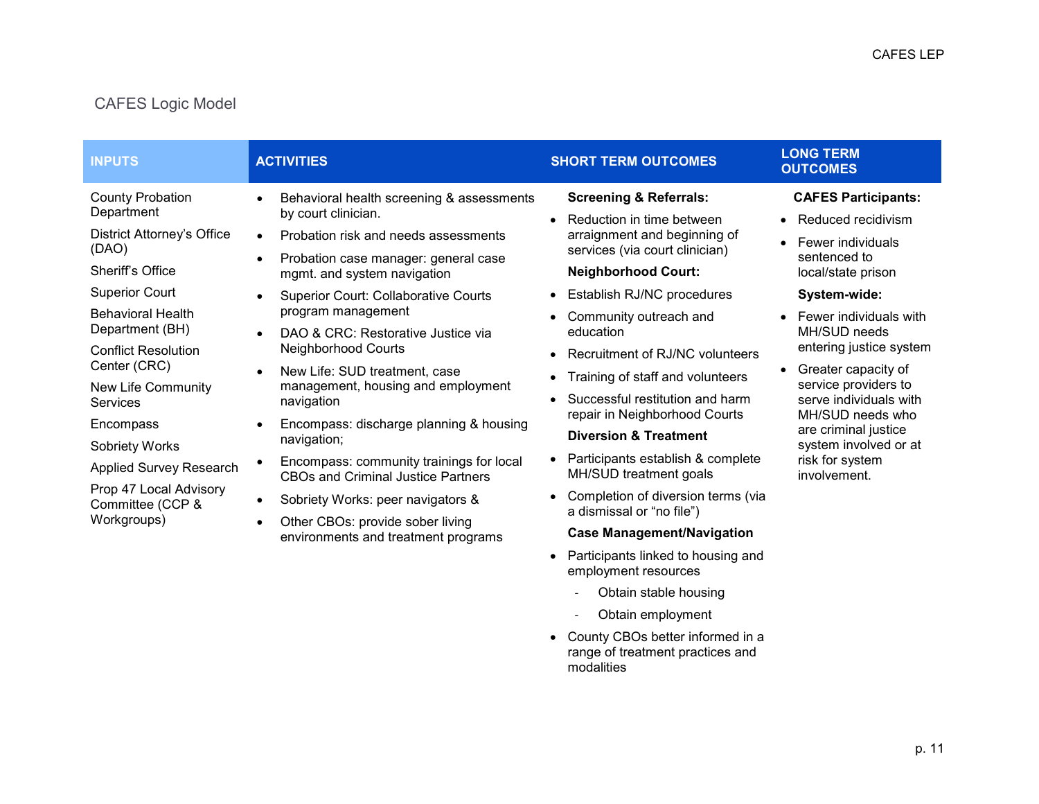## CAFES Logic Model

| INPUTS | ACTIVITIES | SHORT TERM OUTCOMES | LONG TERM OUTCOMES |
|---|---|---|---|
| County Probation Department<br>District Attorney's Office (DAO)<br>Sheriff's Office<br>Superior Court<br>Behavioral Health Department (BH)<br>Conflict Resolution Center (CRC)<br>New Life Community Services<br>Encompass<br>Sobriety Works<br>Applied Survey Research<br>Prop 47 Local Advisory Committee (CCP & Workgroups) | • Behavioral health screening & assessments by court clinician.<br>• Probation risk and needs assessments<br>• Probation case manager: general case mgmt. and system navigation<br>• Superior Court: Collaborative Courts program management<br>• DAO & CRC: Restorative Justice via Neighborhood Courts<br>• New Life: SUD treatment, case management, housing and employment navigation<br>• Encompass: discharge planning & housing navigation;<br>• Encompass: community trainings for local CBOs and Criminal Justice Partners<br>• Sobriety Works: peer navigators &<br>• Other CBOs: provide sober living environments and treatment programs | **Screening & Referrals:**<br>• Reduction in time between arraignment and beginning of services (via court clinician)<br>**Neighborhood Court:**<br>• Establish RJ/NC procedures<br>• Community outreach and education<br>• Recruitment of RJ/NC volunteers<br>• Training of staff and volunteers<br>• Successful restitution and harm repair in Neighborhood Courts<br>**Diversion & Treatment**<br>• Participants establish & complete MH/SUD treatment goals<br>• Completion of diversion terms (via a dismissal or "no file")<br>**Case Management/Navigation**<br>• Participants linked to housing and employment resources<br>&nbsp;&nbsp;- Obtain stable housing<br>&nbsp;&nbsp;- Obtain employment<br>• County CBOs better informed in a range of treatment practices and modalities | **CAFES Participants:**<br>• Reduced recidivism<br>• Fewer individuals sentenced to local/state prison<br>**System-wide:**<br>• Fewer individuals with MH/SUD needs entering justice system<br>• Greater capacity of service providers to serve individuals with MH/SUD needs who are criminal justice system involved or at risk for system involvement. |